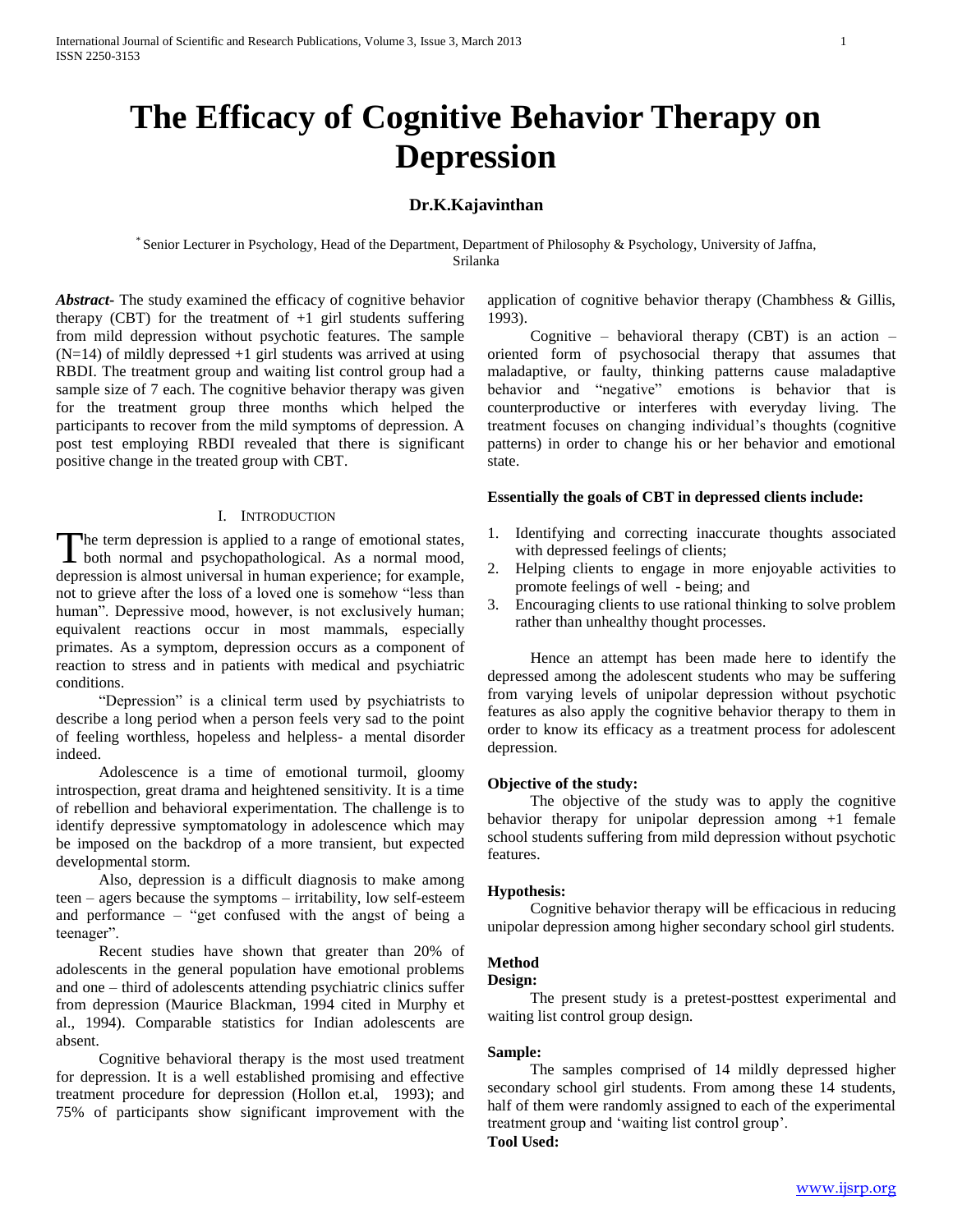# The Efficacy of Cognitive Behavior Therapy on Depression

**Dr.K.Kajavinthan**

[*] Senior Lecturer in Psychology, Head of the Department, Department of Philosophy & Psychology, University of Jaffna, Srilanka

***Abstract-*** The study examined the efficacy of cognitive behavior therapy (CBT) for the treatment of +1 girl students suffering from mild depression without psychotic features. The sample (N=14) of mildly depressed +1 girl students was arrived at using RBDI. The treatment group and waiting list control group had a sample size of 7 each. The cognitive behavior therapy was given for the treatment group three months which helped the participants to recover from the mild symptoms of depression. A post test employing RBDI revealed that there is significant positive change in the treated group with CBT.

## I. Introduction

The term depression is applied to a range of emotional states, both normal and psychopathological. As a normal mood, depression is almost universal in human experience; for example, not to grieve after the loss of a loved one is somehow "less than human". Depressive mood, however, is not exclusively human; equivalent reactions occur in most mammals, especially primates. As a symptom, depression occurs as a component of reaction to stress and in patients with medical and psychiatric conditions.

"Depression" is a clinical term used by psychiatrists to describe a long period when a person feels very sad to the point of feeling worthless, hopeless and helpless- a mental disorder indeed.

Adolescence is a time of emotional turmoil, gloomy introspection, great drama and heightened sensitivity. It is a time of rebellion and behavioral experimentation. The challenge is to identify depressive symptomatology in adolescence which may be imposed on the backdrop of a more transient, but expected developmental storm.

Also, depression is a difficult diagnosis to make among teen – agers because the symptoms – irritability, low self-esteem and performance – "get confused with the angst of being a teenager".

Recent studies have shown that greater than 20% of adolescents in the general population have emotional problems and one – third of adolescents attending psychiatric clinics suffer from depression (Maurice Blackman, 1994 cited in Murphy et al., 1994). Comparable statistics for Indian adolescents are absent.

Cognitive behavioral therapy is the most used treatment for depression. It is a well established promising and effective treatment procedure for depression (Hollon et.al, 1993); and 75% of participants show significant improvement with the application of cognitive behavior therapy (Chambhess & Gillis, 1993).

Cognitive – behavioral therapy (CBT) is an action – oriented form of psychosocial therapy that assumes that maladaptive, or faulty, thinking patterns cause maladaptive behavior and "negative" emotions is behavior that is counterproductive or interferes with everyday living. The treatment focuses on changing individual's thoughts (cognitive patterns) in order to change his or her behavior and emotional state.

**Essentially the goals of CBT in depressed clients include:**

1. Identifying and correcting inaccurate thoughts associated with depressed feelings of clients;
2. Helping clients to engage in more enjoyable activities to promote feelings of well - being; and
3. Encouraging clients to use rational thinking to solve problem rather than unhealthy thought processes.

Hence an attempt has been made here to identify the depressed among the adolescent students who may be suffering from varying levels of unipolar depression without psychotic features as also apply the cognitive behavior therapy to them in order to know its efficacy as a treatment process for adolescent depression.

**Objective of the study:**

The objective of the study was to apply the cognitive behavior therapy for unipolar depression among +1 female school students suffering from mild depression without psychotic features.

**Hypothesis:**

Cognitive behavior therapy will be efficacious in reducing unipolar depression among higher secondary school girl students.

**Method**

**Design:**

The present study is a pretest-posttest experimental and waiting list control group design.

**Sample:**

The samples comprised of 14 mildly depressed higher secondary school girl students. From among these 14 students, half of them were randomly assigned to each of the experimental treatment group and 'waiting list control group'.

**Tool Used:**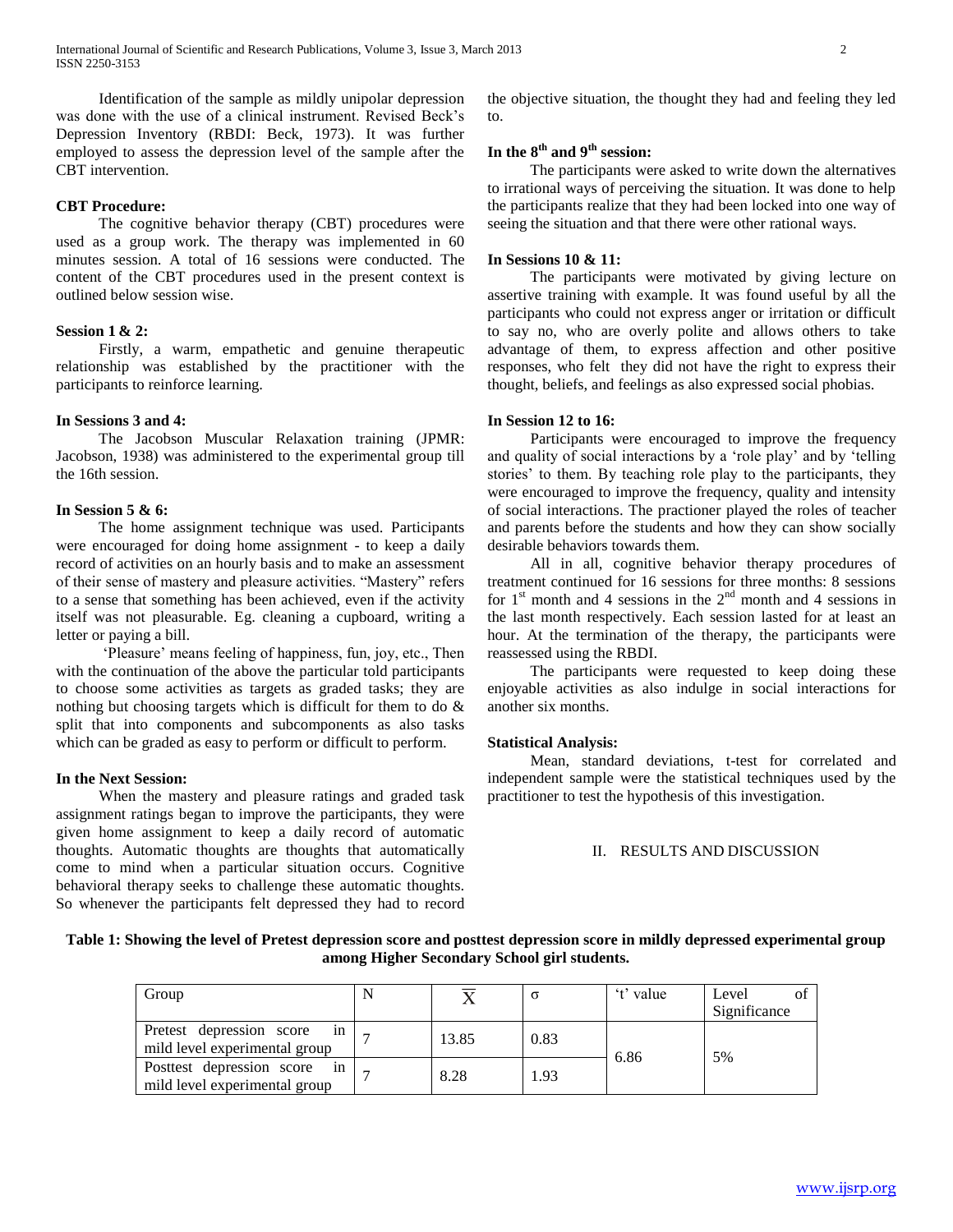Identification of the sample as mildly unipolar depression was done with the use of a clinical instrument. Revised Beck's Depression Inventory (RBDI: Beck, 1973). It was further employed to assess the depression level of the sample after the CBT intervention.

**CBT Procedure:**

The cognitive behavior therapy (CBT) procedures were used as a group work. The therapy was implemented in 60 minutes session. A total of 16 sessions were conducted. The content of the CBT procedures used in the present context is outlined below session wise.

**Session 1 & 2:**

Firstly, a warm, empathetic and genuine therapeutic relationship was established by the practitioner with the participants to reinforce learning.

**In Sessions 3 and 4:**

The Jacobson Muscular Relaxation training (JPMR: Jacobson, 1938) was administered to the experimental group till the 16th session.

**In Session 5 & 6:**

The home assignment technique was used. Participants were encouraged for doing home assignment - to keep a daily record of activities on an hourly basis and to make an assessment of their sense of mastery and pleasure activities. "Mastery" refers to a sense that something has been achieved, even if the activity itself was not pleasurable. Eg. cleaning a cupboard, writing a letter or paying a bill.

'Pleasure' means feeling of happiness, fun, joy, etc., Then with the continuation of the above the particular told participants to choose some activities as targets as graded tasks; they are nothing but choosing targets which is difficult for them to do & split that into components and subcomponents as also tasks which can be graded as easy to perform or difficult to perform.

**In the Next Session:**

When the mastery and pleasure ratings and graded task assignment ratings began to improve the participants, they were given home assignment to keep a daily record of automatic thoughts. Automatic thoughts are thoughts that automatically come to mind when a particular situation occurs. Cognitive behavioral therapy seeks to challenge these automatic thoughts. So whenever the participants felt depressed they had to record the objective situation, the thought they had and feeling they led to.

**In the 8th and 9th session:**

The participants were asked to write down the alternatives to irrational ways of perceiving the situation. It was done to help the participants realize that they had been locked into one way of seeing the situation and that there were other rational ways.

**In Sessions 10 & 11:**

The participants were motivated by giving lecture on assertive training with example. It was found useful by all the participants who could not express anger or irritation or difficult to say no, who are overly polite and allows others to take advantage of them, to express affection and other positive responses, who felt they did not have the right to express their thought, beliefs, and feelings as also expressed social phobias.

**In Session 12 to 16:**

Participants were encouraged to improve the frequency and quality of social interactions by a 'role play' and by 'telling stories' to them. By teaching role play to the participants, they were encouraged to improve the frequency, quality and intensity of social interactions. The practioner played the roles of teacher and parents before the students and how they can show socially desirable behaviors towards them.

All in all, cognitive behavior therapy procedures of treatment continued for 16 sessions for three months: 8 sessions for 1st month and 4 sessions in the 2nd month and 4 sessions in the last month respectively. Each session lasted for at least an hour. At the termination of the therapy, the participants were reassessed using the RBDI.

The participants were requested to keep doing these enjoyable activities as also indulge in social interactions for another six months.

**Statistical Analysis:**

Mean, standard deviations, t-test for correlated and independent sample were the statistical techniques used by the practitioner to test the hypothesis of this investigation.

## II. RESULTS AND DISCUSSION

**Table 1: Showing the level of Pretest depression score and posttest depression score in mildly depressed experimental group among Higher Secondary School girl students.**

| Group | N | $\overline{X}$ | $\sigma$ | 't' value | Level of Significance |
|---|---|---|---|---|---|
| Pretest depression score in mild level experimental group | 7 | 13.85 | 0.83 | 6.86 | 5% |
| Posttest depression score in mild level experimental group | 7 | 8.28 | 1.93 | | |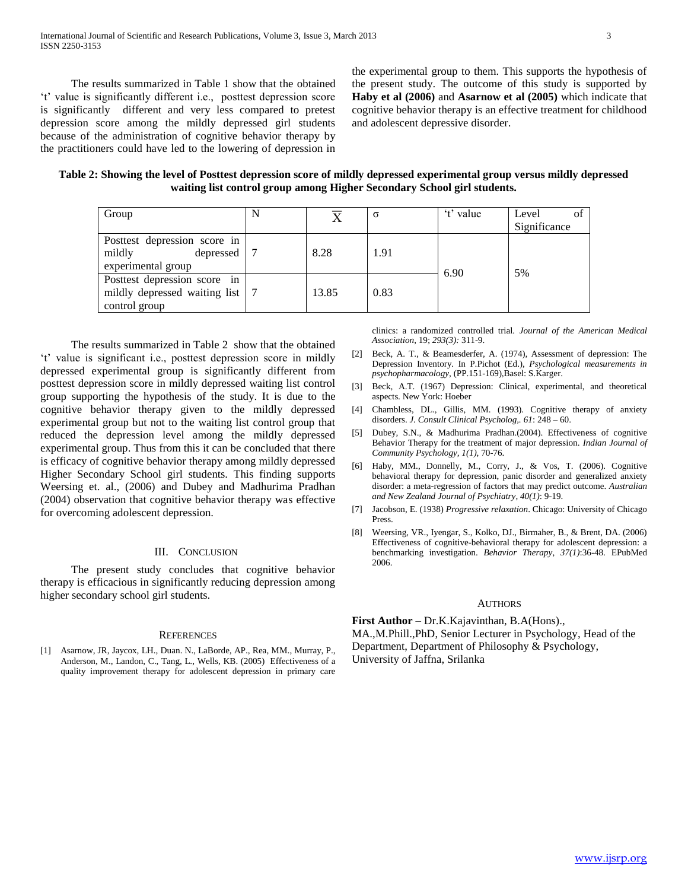The results summarized in Table 1 show that the obtained 't' value is significantly different i.e., posttest depression score is significantly different and very less compared to pretest depression score among the mildly depressed girl students because of the administration of cognitive behavior therapy by the practitioners could have led to the lowering of depression in the experimental group to them. This supports the hypothesis of the present study. The outcome of this study is supported by **Haby et al (2006)** and **Asarnow et al (2005)** which indicate that cognitive behavior therapy is an effective treatment for childhood and adolescent depressive disorder.

**Table 2: Showing the level of Posttest depression score of mildly depressed experimental group versus mildly depressed waiting list control group among Higher Secondary School girl students.**

| Group | N | $\overline{X}$ | σ | 't' value | Level of Significance |
|---|---|---|---|---|---|
| Posttest depression score in mildly depressed experimental group | 7 | 8.28 | 1.91 | 6.90 | 5% |
| Posttest depression score in mildly depressed waiting list control group | 7 | 13.85 | 0.83 | | |

The results summarized in Table 2 show that the obtained 't' value is significant i.e., posttest depression score in mildly depressed experimental group is significantly different from posttest depression score in mildly depressed waiting list control group supporting the hypothesis of the study. It is due to the cognitive behavior therapy given to the mildly depressed experimental group but not to the waiting list control group that reduced the depression level among the mildly depressed experimental group. Thus from this it can be concluded that there is efficacy of cognitive behavior therapy among mildly depressed Higher Secondary School girl students. This finding supports Weersing et. al., (2006) and Dubey and Madhurima Pradhan (2004) observation that cognitive behavior therapy was effective for overcoming adolescent depression.

## III. Conclusion

The present study concludes that cognitive behavior therapy is efficacious in significantly reducing depression among higher secondary school girl students.

## References

[1] Asarnow, JR, Jaycox, LH., Duan. N., LaBorde, AP., Rea, MM., Murray, P., Anderson, M., Landon, C., Tang, L., Wells, KB. (2005) Effectiveness of a quality improvement therapy for adolescent depression in primary care clinics: a randomized controlled trial. *Journal of the American Medical Association*, 19; *293(3):* 311-9.

[2] Beck, A. T., & Beamesderfer, A. (1974), Assessment of depression: The Depression Inventory. In P.Pichot (Ed.), *Psychological measurements in psychopharmacology,* (PP.151-169),Basel: S.Karger.

[3] Beck, A.T. (1967) Depression: Clinical, experimental, and theoretical aspects. New York: Hoeber

[4] Chambless, DL., Gillis, MM. (1993). Cognitive therapy of anxiety disorders. *J. Consult Clinical Psycholog,. 61*: 248 – 60.

[5] Dubey, S.N., & Madhurima Pradhan.(2004). Effectiveness of cognitive Behavior Therapy for the treatment of major depression. *Indian Journal of Community Psychology, 1(1),* 70-76.

[6] Haby, MM., Donnelly, M., Corry, J., & Vos, T. (2006). Cognitive behavioral therapy for depression, panic disorder and generalized anxiety disorder: a meta-regression of factors that may predict outcome. *Australian and New Zealand Journal of Psychiatry, 40(1)*: 9-19.

[7] Jacobson, E. (1938) *Progressive relaxation*. Chicago: University of Chicago Press.

[8] Weersing, VR., Iyengar, S., Kolko, DJ., Birmaher, B., & Brent, DA. (2006) Effectiveness of cognitive-behavioral therapy for adolescent depression: a benchmarking investigation. *Behavior Therapy, 37(1)*:36-48. EPubMed 2006.

## Authors

**First Author** – Dr.K.Kajavinthan, B.A(Hons)., MA.,M.Phill.,PhD, Senior Lecturer in Psychology, Head of the Department, Department of Philosophy & Psychology, University of Jaffna, Srilanka